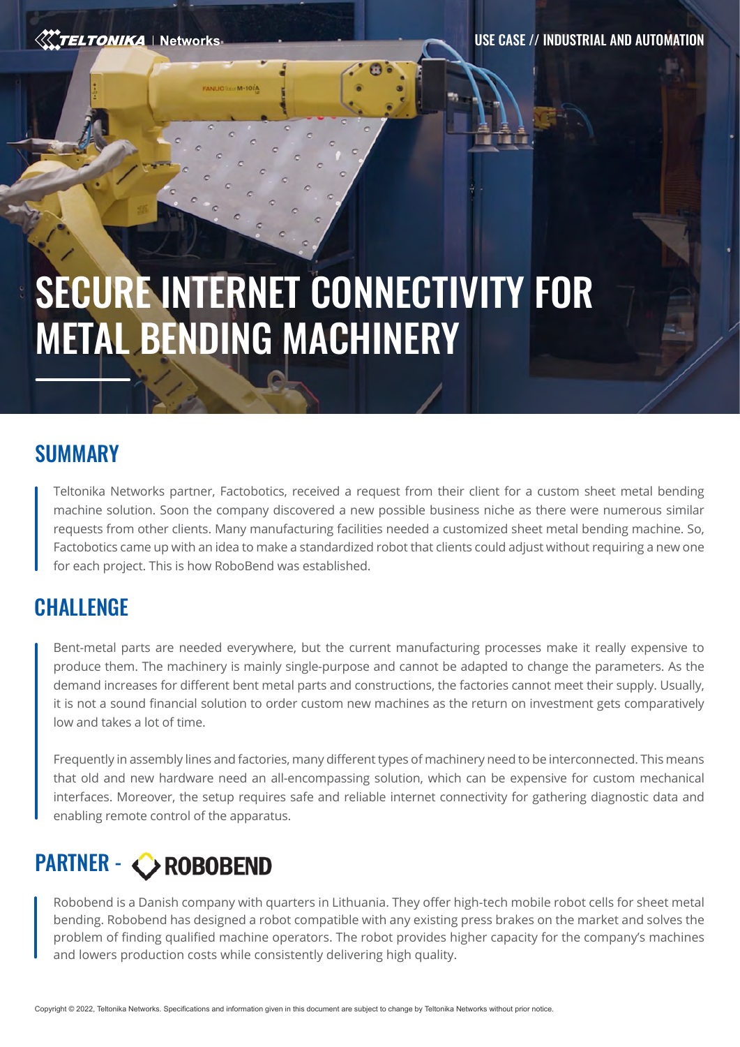USE CASE // INDUSTRIAL AND AUTOMATION

# SECURE INTERNET CONNECTIVITY FOR METAL BENDING MACHINERY

## SUMMARY

Teltonika Networks partner, Factobotics, received a request from their client for a custom sheet metal bending machine solution. Soon the company discovered a new possible business niche as there were numerous similar requests from other clients. Many manufacturing facilities needed a customized sheet metal bending machine. So, Factobotics came up with an idea to make a standardized robot that clients could adjust without requiring a new one for each project. This is how RoboBend was established.

## CHALLENGE

Bent-metal parts are needed everywhere, but the current manufacturing processes make it really expensive to produce them. The machinery is mainly single-purpose and cannot be adapted to change the parameters. As the demand increases for different bent metal parts and constructions, the factories cannot meet their supply. Usually, it is not a sound financial solution to order custom new machines as the return on investment gets comparatively low and takes a lot of time.

Frequently in assembly lines and factories, many different types of machinery need to be interconnected. This means that old and new hardware need an all-encompassing solution, which can be expensive for custom mechanical interfaces. Moreover, the setup requires safe and reliable internet connectivity for gathering diagnostic data and enabling remote control of the apparatus.

## PARTNER - ROBOBEND

Robobend is a Danish company with quarters in Lithuania. They offer high-tech mobile robot cells for sheet metal bending. Robobend has designed a robot compatible with any existing press brakes on the market and solves the problem of finding qualified machine operators. The robot provides higher capacity for the company's machines and lowers production costs while consistently delivering high quality.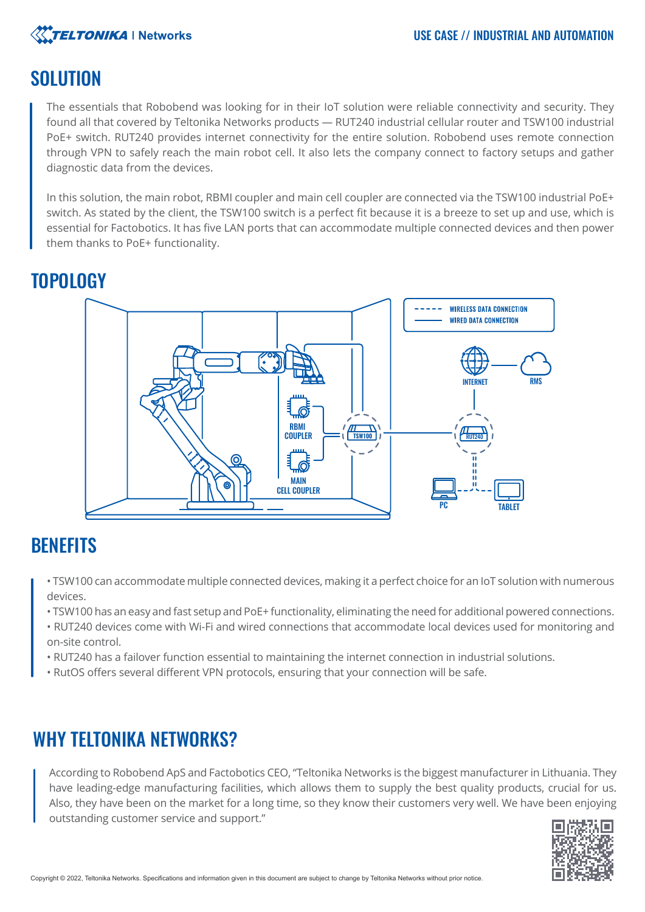## SOLUTION

The essentials that Robobend was looking for in their IoT solution were reliable connectivity and security. They found all that covered by Teltonika Networks products — RUT240 industrial cellular router and TSW100 industrial PoE+ switch. RUT240 provides internet connectivity for the entire solution. Robobend uses remote connection through VPN to safely reach the main robot cell. It also lets the company connect to factory setups and gather diagnostic data from the devices.

In this solution, the main robot, RBMI coupler and main cell coupler are connected via the TSW100 industrial PoE+ switch. As stated by the client, the TSW100 switch is a perfect fit because it is a breeze to set up and use, which is essential for Factobotics. It has five LAN ports that can accommodate multiple connected devices and then power them thanks to PoE+ functionality.

## TOPOLOGY

WIRELESS DATA CONNECTION
WIRED DATA CONNECTION
INTERNET
RMS
RBMI COUPLER
TSW100
RUT240
MAIN CELL COUPLER
PC
TABLET

## BENEFITS

- TSW100 can accommodate multiple connected devices, making it a perfect choice for an IoT solution with numerous devices.
- TSW100 has an easy and fast setup and PoE+ functionality, eliminating the need for additional powered connections.
- RUT240 devices come with Wi-Fi and wired connections that accommodate local devices used for monitoring and on-site control.
- RUT240 has a failover function essential to maintaining the internet connection in industrial solutions.
- RutOS offers several different VPN protocols, ensuring that your connection will be safe.

## WHY TELTONIKA NETWORKS?

According to Robobend ApS and Factobotics CEO, "Teltonika Networks is the biggest manufacturer in Lithuania. They have leading-edge manufacturing facilities, which allows them to supply the best quality products, crucial for us. Also, they have been on the market for a long time, so they know their customers very well. We have been enjoying outstanding customer service and support."